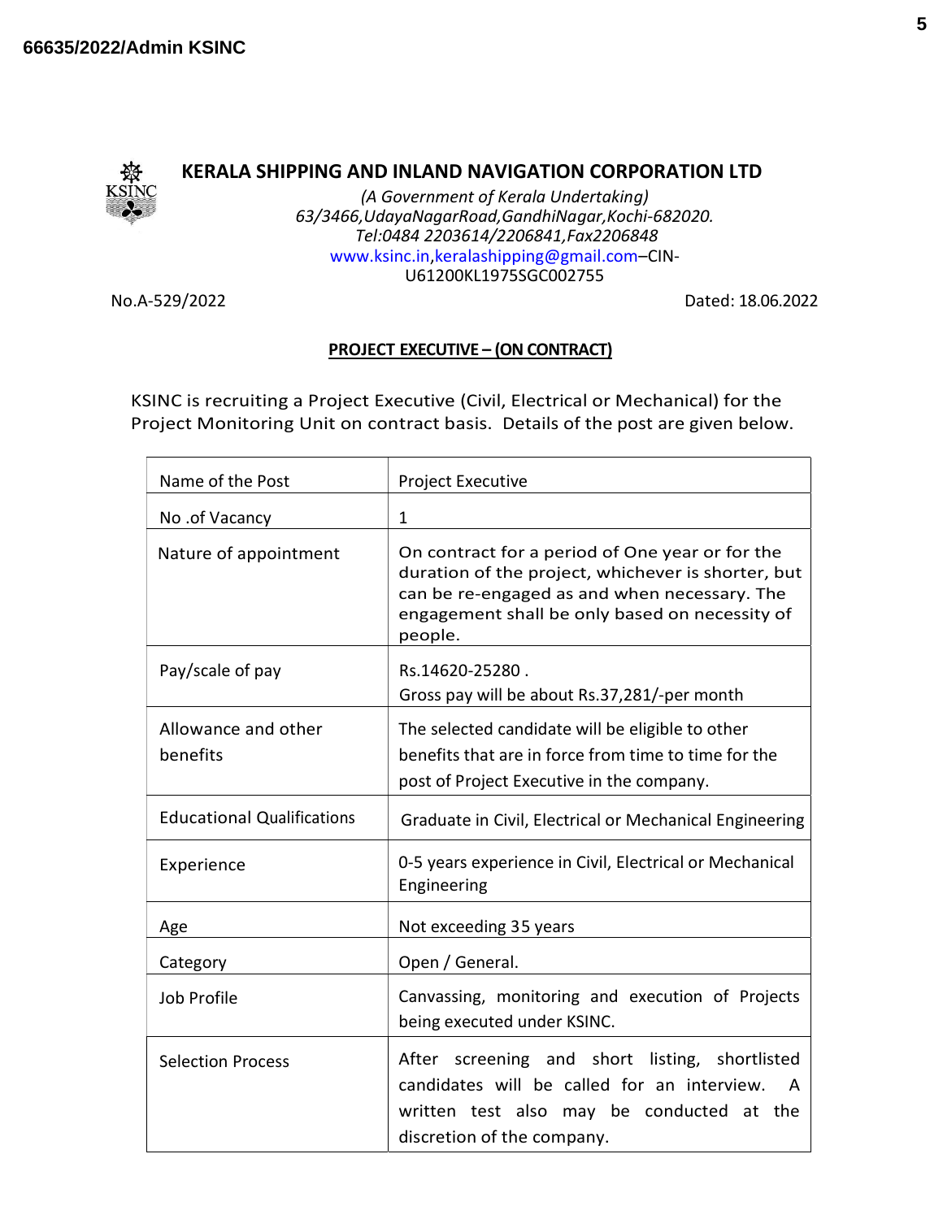# KERALA SHIPPING AND INLAND NAVIGATION CORPORATION LTD

*(A Government of Kerala Undertaking)*
*63/3466,UdayaNagarRoad,GandhiNagar,Kochi-682020.*
*Tel:0484 2203614/2206841,Fax2206848*
www.ksinc.in,keralashipping@gmail.com–CIN-U61200KL1975SGC002755

No.A-529/2022 Dated: 18.06.2022

**PROJECT EXECUTIVE – (ON CONTRACT)**

KSINC is recruiting a Project Executive (Civil, Electrical or Mechanical) for the Project Monitoring Unit on contract basis. Details of the post are given below.

| | |
|---|---|
| Name of the Post | Project Executive |
| No .of Vacancy | 1 |
| Nature of appointment | On contract for a period of One year or for the duration of the project, whichever is shorter, but can be re-engaged as and when necessary. The engagement shall be only based on necessity of people. |
| Pay/scale of pay | Rs.14620-25280 .<br>Gross pay will be about Rs.37,281/-per month |
| Allowance and other benefits | The selected candidate will be eligible to other benefits that are in force from time to time for the post of Project Executive in the company. |
| Educational Qualifications | Graduate in Civil, Electrical or Mechanical Engineering |
| Experience | 0-5 years experience in Civil, Electrical or Mechanical Engineering |
| Age | Not exceeding 35 years |
| Category | Open / General. |
| Job Profile | Canvassing, monitoring and execution of Projects being executed under KSINC. |
| Selection Process | After screening and short listing, shortlisted candidates will be called for an interview. A written test also may be conducted at the discretion of the company. |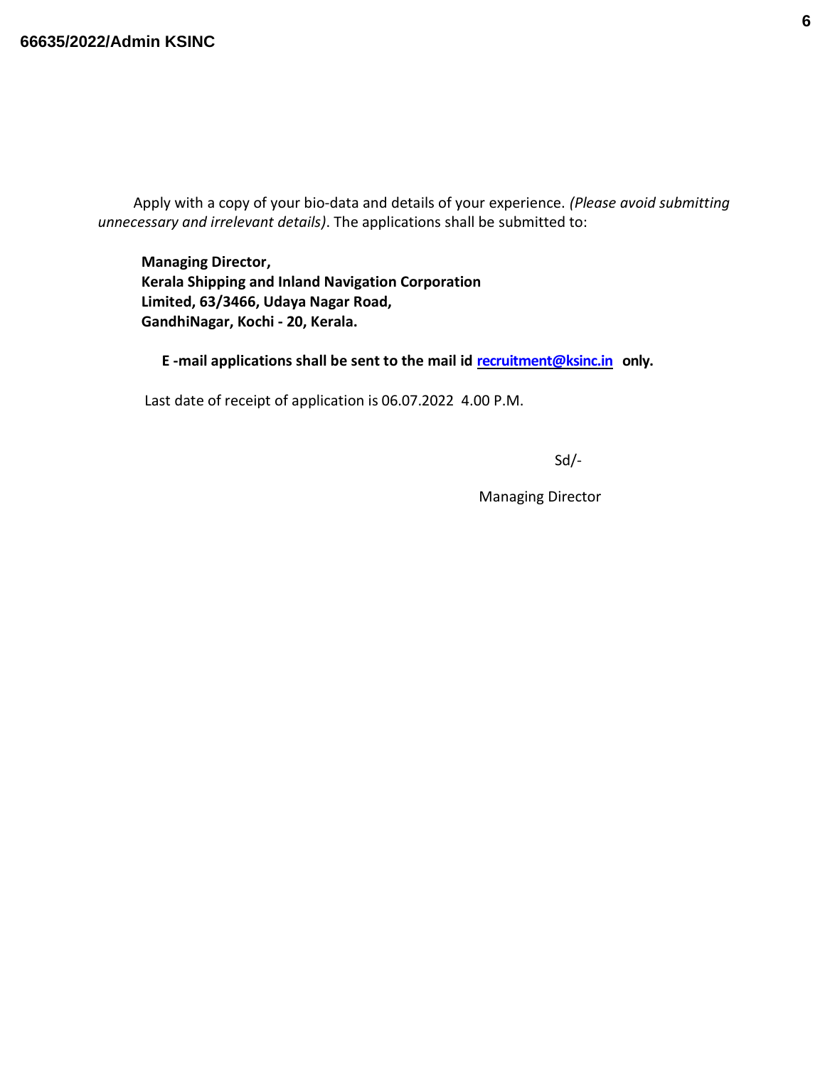Apply with a copy of your bio-data and details of your experience. *(Please avoid submitting unnecessary and irrelevant details)*. The applications shall be submitted to:

**Managing Director,**
**Kerala Shipping and Inland Navigation Corporation**
**Limited, 63/3466, Udaya Nagar Road,**
**GandhiNagar, Kochi - 20, Kerala.**

**E -mail applications shall be sent to the mail id recruitment@ksinc.in only.**

Last date of receipt of application is 06.07.2022 4.00 P.M.

Sd/-

Managing Director